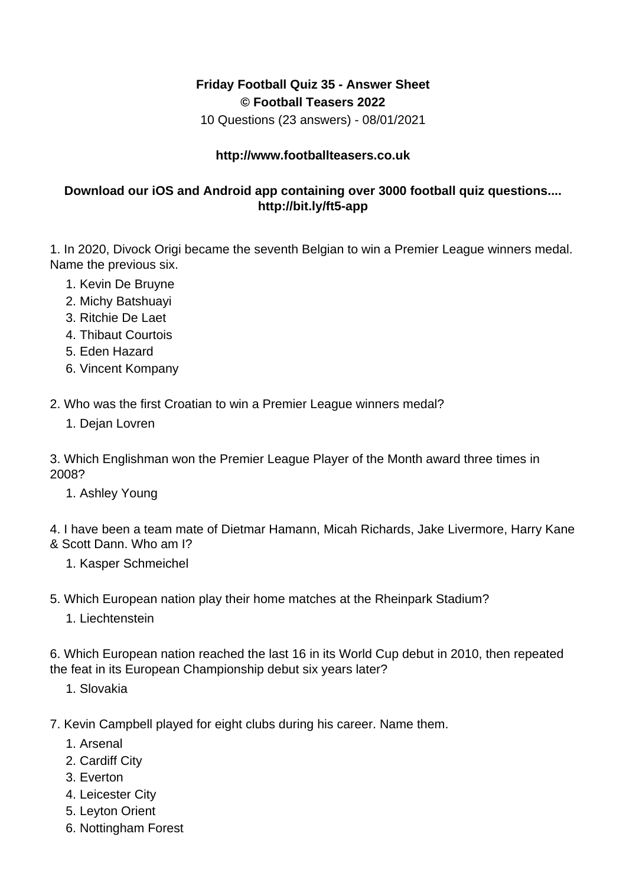**Friday Football Quiz 35 - Answer Sheet**
**© Football Teasers 2022**
10 Questions (23 answers) - 08/01/2021

**http://www.footballteasers.co.uk**

**Download our iOS and Android app containing over 3000 football quiz questions.... http://bit.ly/ft5-app**

1. In 2020, Divock Origi became the seventh Belgian to win a Premier League winners medal. Name the previous six.
    1. Kevin De Bruyne
    2. Michy Batshuayi
    3. Ritchie De Laet
    4. Thibaut Courtois
    5. Eden Hazard
    6. Vincent Kompany

2. Who was the first Croatian to win a Premier League winners medal?
    1. Dejan Lovren

3. Which Englishman won the Premier League Player of the Month award three times in 2008?
    1. Ashley Young

4. I have been a team mate of Dietmar Hamann, Micah Richards, Jake Livermore, Harry Kane & Scott Dann. Who am I?
    1. Kasper Schmeichel

5. Which European nation play their home matches at the Rheinpark Stadium?
    1. Liechtenstein

6. Which European nation reached the last 16 in its World Cup debut in 2010, then repeated the feat in its European Championship debut six years later?
    1. Slovakia

7. Kevin Campbell played for eight clubs during his career. Name them.
    1. Arsenal
    2. Cardiff City
    3. Everton
    4. Leicester City
    5. Leyton Orient
    6. Nottingham Forest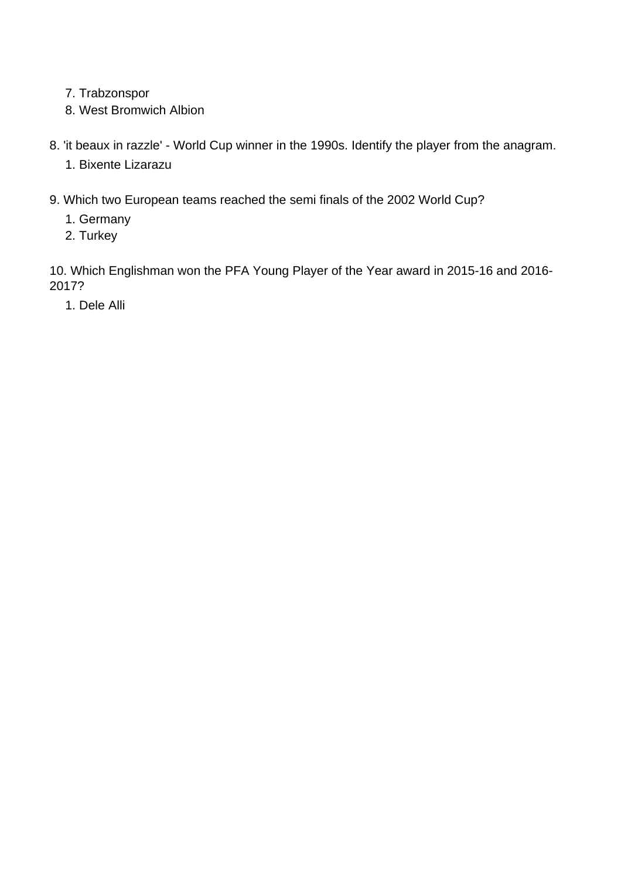7. Trabzonspor
8. West Bromwich Albion

8. 'it beaux in razzle' - World Cup winner in the 1990s. Identify the player from the anagram.
    1. Bixente Lizarazu

9. Which two European teams reached the semi finals of the 2002 World Cup?
    1. Germany
    2. Turkey

10. Which Englishman won the PFA Young Player of the Year award in 2015-16 and 2016-2017?
    1. Dele Alli